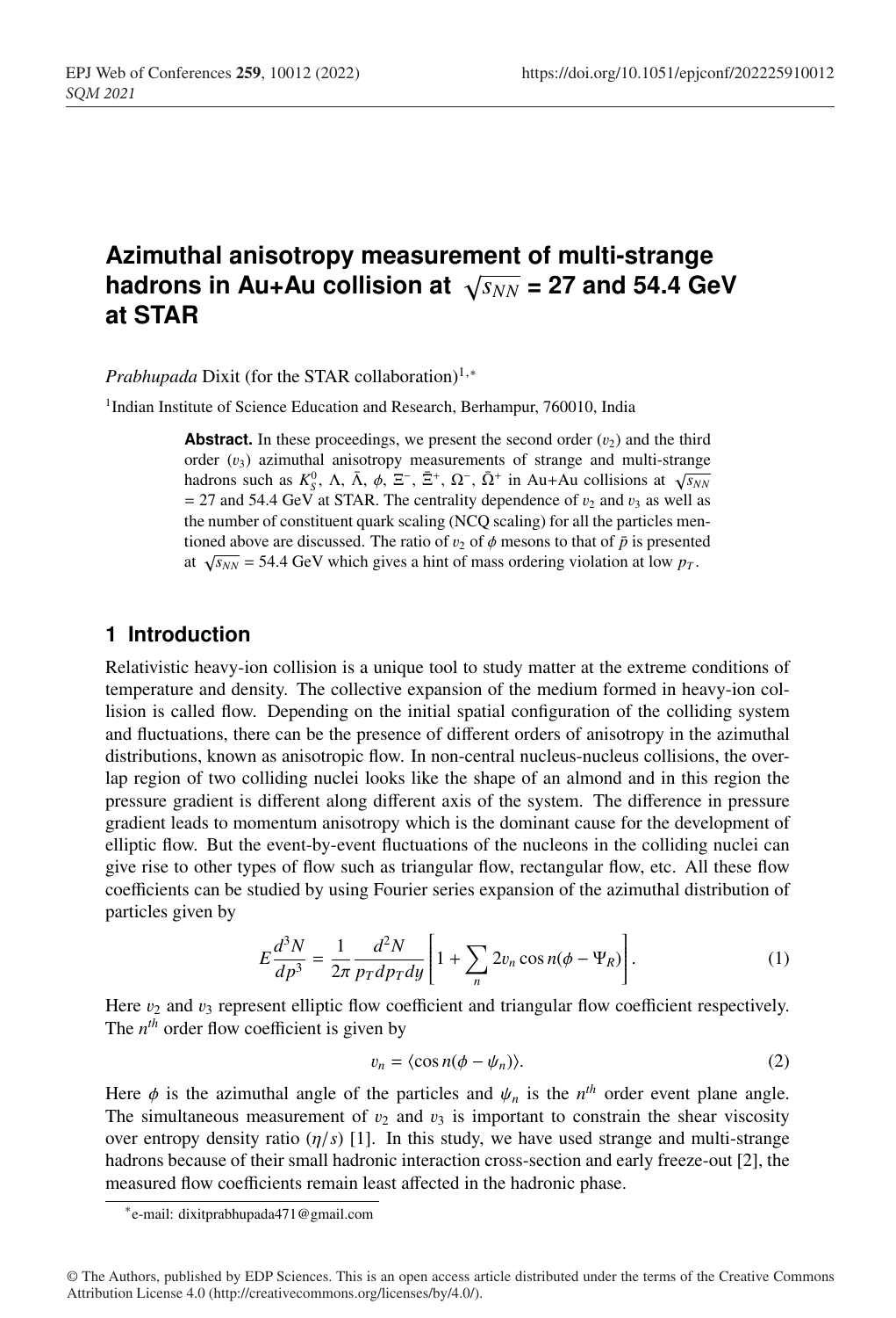# Azimuthal anisotropy measurement of multi-strange hadrons in Au+Au collision at $\sqrt{s_{NN}}$ = 27 and 54.4 GeV at STAR

*Prabhupada* Dixit (for the STAR collaboration)[1,*]

[1] Indian Institute of Science Education and Research, Berhampur, 760010, India

**Abstract.** In these proceedings, we present the second order ($v_2$) and the third order ($v_3$) azimuthal anisotropy measurements of strange and multi-strange hadrons such as $K_S^0$, $\Lambda$, $\bar{\Lambda}$, $\phi$, $\Xi^-$, $\bar{\Xi}^+$, $\Omega^-$, $\bar{\Omega}^+$ in Au+Au collisions at $\sqrt{s_{NN}}$ = 27 and 54.4 GeV at STAR. The centrality dependence of $v_2$ and $v_3$ as well as the number of constituent quark scaling (NCQ scaling) for all the particles mentioned above are discussed. The ratio of $v_2$ of $\phi$ mesons to that of $\bar{p}$ is presented at $\sqrt{s_{NN}}$ = 54.4 GeV which gives a hint of mass ordering violation at low $p_T$.

## 1 Introduction

Relativistic heavy-ion collision is a unique tool to study matter at the extreme conditions of temperature and density. The collective expansion of the medium formed in heavy-ion collision is called flow. Depending on the initial spatial configuration of the colliding system and fluctuations, there can be the presence of different orders of anisotropy in the azimuthal distributions, known as anisotropic flow. In non-central nucleus-nucleus collisions, the overlap region of two colliding nuclei looks like the shape of an almond and in this region the pressure gradient is different along different axis of the system. The difference in pressure gradient leads to momentum anisotropy which is the dominant cause for the development of elliptic flow. But the event-by-event fluctuations of the nucleons in the colliding nuclei can give rise to other types of flow such as triangular flow, rectangular flow, etc. All these flow coefficients can be studied by using Fourier series expansion of the azimuthal distribution of particles given by

$$E\frac{d^3N}{dp^3} = \frac{1}{2\pi}\frac{d^2N}{p_T dp_T dy}\left[1 + \sum_n 2v_n \cos n(\phi - \Psi_R)\right]. \quad (1)$$

Here $v_2$ and $v_3$ represent elliptic flow coefficient and triangular flow coefficient respectively. The $n^{th}$ order flow coefficient is given by

$$v_n = \langle \cos n(\phi - \psi_n)\rangle. \quad (2)$$

Here $\phi$ is the azimuthal angle of the particles and $\psi_n$ is the $n^{th}$ order event plane angle. The simultaneous measurement of $v_2$ and $v_3$ is important to constrain the shear viscosity over entropy density ratio ($\eta/s$) [1]. In this study, we have used strange and multi-strange hadrons because of their small hadronic interaction cross-section and early freeze-out [2], the measured flow coefficients remain least affected in the hadronic phase.

*e-mail: dixitprabhupada471@gmail.com

© The Authors, published by EDP Sciences. This is an open access article distributed under the terms of the Creative Commons Attribution License 4.0 (http://creativecommons.org/licenses/by/4.0/).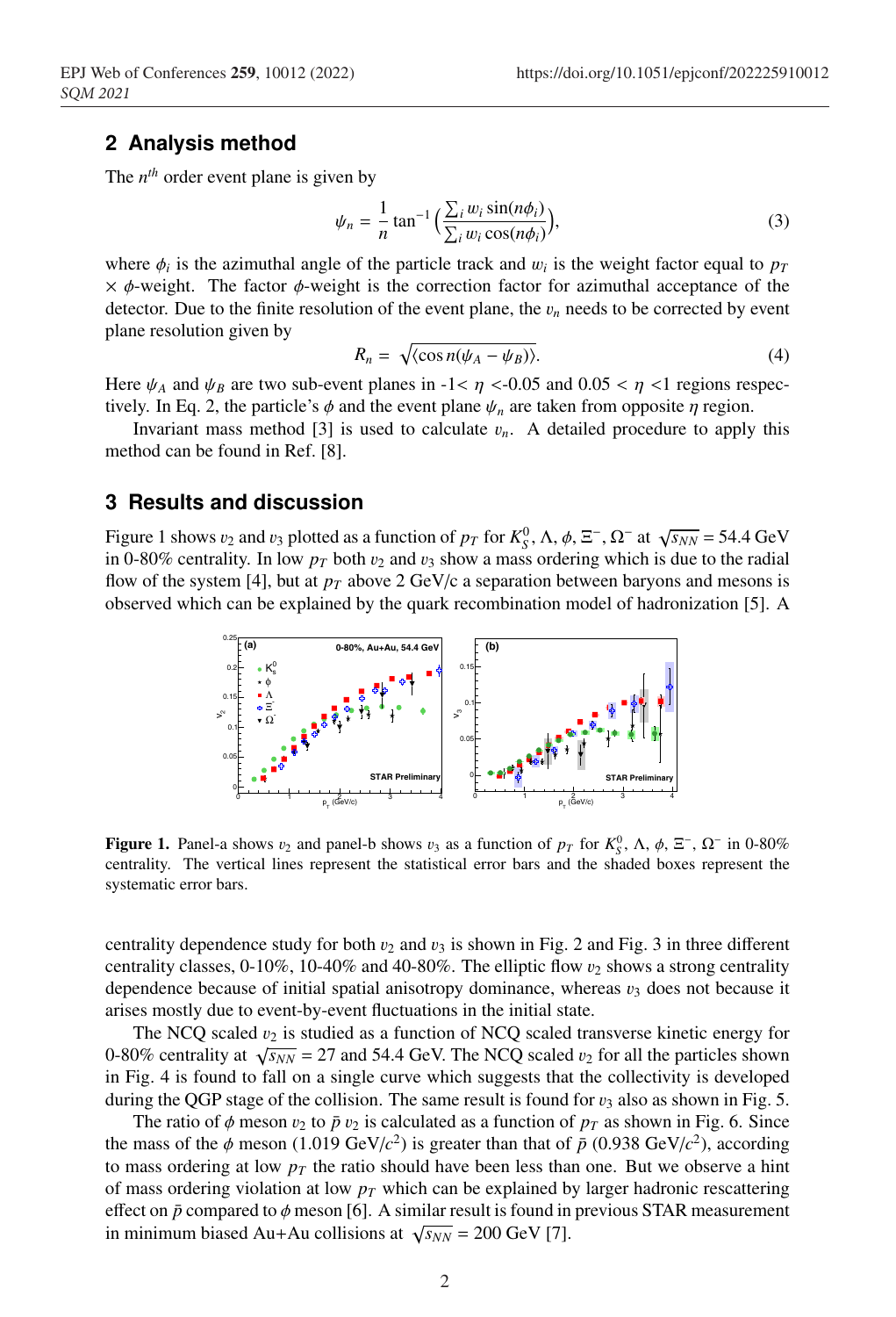## 2 Analysis method

The $n^{th}$ order event plane is given by

$$\psi_n = \frac{1}{n}\tan^{-1}\Big(\frac{\sum_i w_i \sin(n\phi_i)}{\sum_i w_i \cos(n\phi_i)}\Big), \tag{3}$$

where $\phi_i$ is the azimuthal angle of the particle track and $w_i$ is the weight factor equal to $p_T$ $\times$ $\phi$-weight. The factor $\phi$-weight is the correction factor for azimuthal acceptance of the detector. Due to the finite resolution of the event plane, the $v_n$ needs to be corrected by event plane resolution given by

$$R_n = \sqrt{\langle \cos n(\psi_A - \psi_B)\rangle}. \tag{4}$$

Here $\psi_A$ and $\psi_B$ are two sub-event planes in $-1< \eta <-0.05$ and $0.05 < \eta <1$ regions respectively. In Eq. 2, the particle's $\phi$ and the event plane $\psi_n$ are taken from opposite $\eta$ region.

Invariant mass method [3] is used to calculate $v_n$. A detailed procedure to apply this method can be found in Ref. [8].

## 3 Results and discussion

Figure 1 shows $v_2$ and $v_3$ plotted as a function of $p_T$ for $K^0_S$, $\Lambda$, $\phi$, $\Xi^-$, $\Omega^-$ at $\sqrt{s_{NN}}$ = 54.4 GeV in 0-80% centrality. In low $p_T$ both $v_2$ and $v_3$ show a mass ordering which is due to the radial flow of the system [4], but at $p_T$ above 2 GeV/c a separation between baryons and mesons is observed which can be explained by the quark recombination model of hadronization [5]. A centrality dependence study for both $v_2$ and $v_3$ is shown in Fig. 2 and Fig. 3 in three different centrality classes, 0-10%, 10-40% and 40-80%. The elliptic flow $v_2$ shows a strong centrality dependence because of initial spatial anisotropy dominance, whereas $v_3$ does not because it arises mostly due to event-by-event fluctuations in the initial state.

**Figure 1.** Panel-a shows $v_2$ and panel-b shows $v_3$ as a function of $p_T$ for $K^0_S$, $\Lambda$, $\phi$, $\Xi^-$, $\Omega^-$ in 0-80% centrality. The vertical lines represent the statistical error bars and the shaded boxes represent the systematic error bars.

The NCQ scaled $v_2$ is studied as a function of NCQ scaled transverse kinetic energy for 0-80% centrality at $\sqrt{s_{NN}}$ = 27 and 54.4 GeV. The NCQ scaled $v_2$ for all the particles shown in Fig. 4 is found to fall on a single curve which suggests that the collectivity is developed during the QGP stage of the collision. The same result is found for $v_3$ also as shown in Fig. 5.

The ratio of $\phi$ meson $v_2$ to $\bar{p}$ $v_2$ is calculated as a function of $p_T$ as shown in Fig. 6. Since the mass of the $\phi$ meson (1.019 GeV/$c^2$) is greater than that of $\bar{p}$ (0.938 GeV/$c^2$), according to mass ordering at low $p_T$ the ratio should have been less than one. But we observe a hint of mass ordering violation at low $p_T$ which can be explained by larger hadronic rescattering effect on $\bar{p}$ compared to $\phi$ meson [6]. A similar result is found in previous STAR measurement in minimum biased Au+Au collisions at $\sqrt{s_{NN}}$ = 200 GeV [7].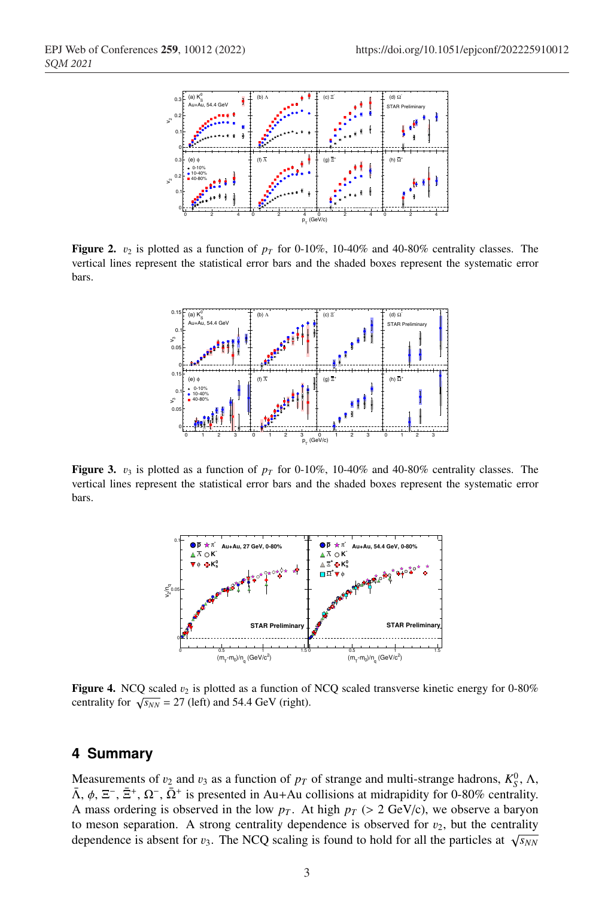**Figure 2.** $v_2$ is plotted as a function of $p_T$ for 0-10%, 10-40% and 40-80% centrality classes. The vertical lines represent the statistical error bars and the shaded boxes represent the systematic error bars.

**Figure 3.** $v_3$ is plotted as a function of $p_T$ for 0-10%, 10-40% and 40-80% centrality classes. The vertical lines represent the statistical error bars and the shaded boxes represent the systematic error bars.

**Figure 4.** NCQ scaled $v_2$ is plotted as a function of NCQ scaled transverse kinetic energy for 0-80% centrality for $\sqrt{s_{NN}}$ = 27 (left) and 54.4 GeV (right).

## 4 Summary

Measurements of $v_2$ and $v_3$ as a function of $p_T$ of strange and multi-strange hadrons, $K^0_S$, $\Lambda$, $\bar{\Lambda}$, $\phi$, $\Xi^-$, $\bar{\Xi}^+$, $\Omega^-$, $\bar{\Omega}^+$ is presented in Au+Au collisions at midrapidity for 0-80% centrality. A mass ordering is observed in the low $p_T$. At high $p_T$ (> 2 GeV/c), we observe a baryon to meson separation. A strong centrality dependence is observed for $v_2$, but the centrality dependence is absent for $v_3$. The NCQ scaling is found to hold for all the particles at $\sqrt{s_{NN}}$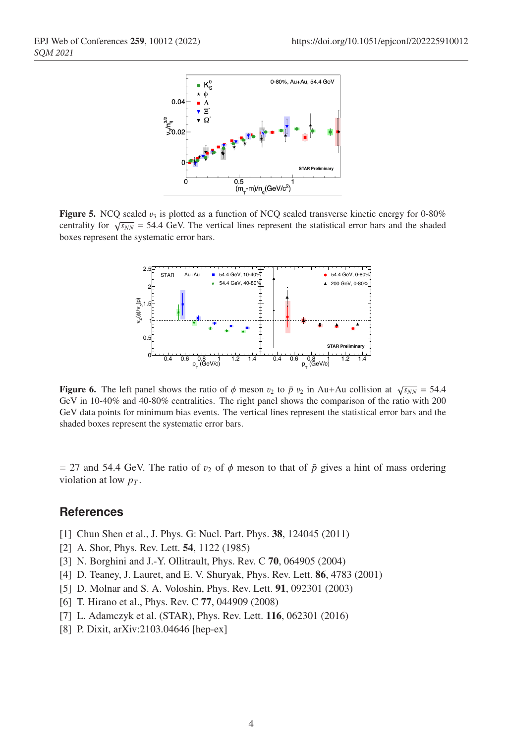0-80%, Au+Au, 54.4 GeV

$K_S^0$

$\phi$

$\Lambda$

$\Xi^-$

$\Omega^-$

$v_3/n_q^{3/2}$

0.04

0.02

0

0

0.5

1

$(m_T$-m)/$n_q$(GeV/$c^2$)

STAR Preliminary

**Figure 5.** NCQ scaled $v_3$ is plotted as a function of NCQ scaled transverse kinetic energy for 0-80% centrality for $\sqrt{s_{NN}}$ = 54.4 GeV. The vertical lines represent the statistical error bars and the shaded boxes represent the systematic error bars.

STAR Au+Au

54.4 GeV, 10-40%

54.4 GeV, 40-80%

54.4 GeV, 0-80%

200 GeV, 0-80%

$v_2(\phi)/v_2(\bar{p})$

2.5

2

1.5

1

0.5

0

0.4 0.6 0.8 1 1.2 1.4

$p_T$ (GeV/c)

0.4 0.6 0.8 1 1.2 1.4

$p_T$ (GeV/c)

STAR Preliminary

**Figure 6.** The left panel shows the ratio of $\phi$ meson $v_2$ to $\bar{p}$ $v_2$ in Au+Au collision at $\sqrt{s_{NN}}$ = 54.4 GeV in 10-40% and 40-80% centralities. The right panel shows the comparison of the ratio with 200 GeV data points for minimum bias events. The vertical lines represent the statistical error bars and the shaded boxes represent the systematic error bars.

= 27 and 54.4 GeV. The ratio of $v_2$ of $\phi$ meson to that of $\bar{p}$ gives a hint of mass ordering violation at low $p_T$.

## References

[1] Chun Shen et al., J. Phys. G: Nucl. Part. Phys. **38**, 124045 (2011)

[2] A. Shor, Phys. Rev. Lett. **54**, 1122 (1985)

[3] N. Borghini and J.-Y. Ollitrault, Phys. Rev. C **70**, 064905 (2004)

[4] D. Teaney, J. Lauret, and E. V. Shuryak, Phys. Rev. Lett. **86**, 4783 (2001)

[5] D. Molnar and S. A. Voloshin, Phys. Rev. Lett. **91**, 092301 (2003)

[6] T. Hirano et al., Phys. Rev. C **77**, 044909 (2008)

[7] L. Adamczyk et al. (STAR), Phys. Rev. Lett. **116**, 062301 (2016)

[8] P. Dixit, arXiv:2103.04646 [hep-ex]